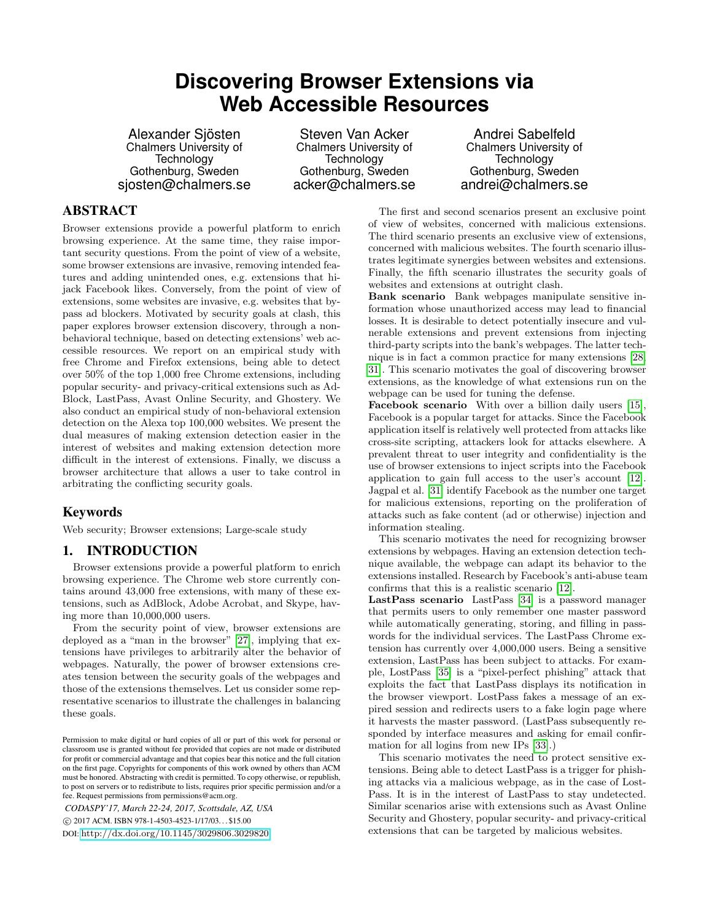# Discovering Browser Extensions via Web Accessible Resources

Alexander Sjösten
Chalmers University of Technology
Gothenburg, Sweden
sjosten@chalmers.se

Steven Van Acker
Chalmers University of Technology
Gothenburg, Sweden
acker@chalmers.se

Andrei Sabelfeld
Chalmers University of Technology
Gothenburg, Sweden
andrei@chalmers.se

## ABSTRACT

Browser extensions provide a powerful platform to enrich browsing experience. At the same time, they raise important security questions. From the point of view of a website, some browser extensions are invasive, removing intended features and adding unintended ones, e.g. extensions that hijack Facebook likes. Conversely, from the point of view of extensions, some websites are invasive, e.g. websites that bypass ad blockers. Motivated by security goals at clash, this paper explores browser extension discovery, through a non-behavioral technique, based on detecting extensions' web accessible resources. We report on an empirical study with free Chrome and Firefox extensions, being able to detect over 50% of the top 1,000 free Chrome extensions, including popular security- and privacy-critical extensions such as AdBlock, LastPass, Avast Online Security, and Ghostery. We also conduct an empirical study of non-behavioral extension detection on the Alexa top 100,000 websites. We present the dual measures of making extension detection easier in the interest of websites and making extension detection more difficult in the interest of extensions. Finally, we discuss a browser architecture that allows a user to take control in arbitrating the conflicting security goals.

## Keywords

Web security; Browser extensions; Large-scale study

## 1. INTRODUCTION

Browser extensions provide a powerful platform to enrich browsing experience. The Chrome web store currently contains around 43,000 free extensions, with many of these extensions, such as AdBlock, Adobe Acrobat, and Skype, having more than 10,000,000 users.

From the security point of view, browser extensions are deployed as a "man in the browser" [27], implying that extensions have privileges to arbitrarily alter the behavior of webpages. Naturally, the power of browser extensions creates tension between the security goals of the webpages and those of the extensions themselves. Let us consider some representative scenarios to illustrate the challenges in balancing these goals.

Permission to make digital or hard copies of all or part of this work for personal or classroom use is granted without fee provided that copies are not made or distributed for profit or commercial advantage and that copies bear this notice and the full citation on the first page. Copyrights for components of this work owned by others than ACM must be honored. Abstracting with credit is permitted. To copy otherwise, or republish, to post on servers or to redistribute to lists, requires prior specific permission and/or a fee. Request permissions from permissions@acm.org.

*CODASPY'17, March 22-24, 2017, Scottsdale, AZ, USA*
© 2017 ACM. ISBN 978-1-4503-4523-1/17/03...$15.00
DOI: http://dx.doi.org/10.1145/3029806.3029820

The first and second scenarios present an exclusive point of view of websites, concerned with malicious extensions. The third scenario presents an exclusive view of extensions, concerned with malicious websites. The fourth scenario illustrates legitimate synergies between websites and extensions. Finally, the fifth scenario illustrates the security goals of websites and extensions at outright clash.

**Bank scenario** Bank webpages manipulate sensitive information whose unauthorized access may lead to financial losses. It is desirable to detect potentially insecure and vulnerable extensions and prevent extensions from injecting third-party scripts into the bank's webpages. The latter technique is in fact a common practice for many extensions [28, 31]. This scenario motivates the goal of discovering browser extensions, as the knowledge of what extensions run on the webpage can be used for tuning the defense.

**Facebook scenario** With over a billion daily users [15], Facebook is a popular target for attacks. Since the Facebook application itself is relatively well protected from attacks like cross-site scripting, attackers look for attacks elsewhere. A prevalent threat to user integrity and confidentiality is the use of browser extensions to inject scripts into the Facebook application to gain full access to the user's account [12]. Jagpal et al. [31] identify Facebook as the number one target for malicious extensions, reporting on the proliferation of attacks such as fake content (ad or otherwise) injection and information stealing.

This scenario motivates the need for recognizing browser extensions by webpages. Having an extension detection technique available, the webpage can adapt its behavior to the extensions installed. Research by Facebook's anti-abuse team confirms that this is a realistic scenario [12].

**LastPass scenario** LastPass [34] is a password manager that permits users to only remember one master password while automatically generating, storing, and filling in passwords for the individual services. The LastPass Chrome extension has currently over 4,000,000 users. Being a sensitive extension, LastPass has been subject to attacks. For example, LostPass [35] is a "pixel-perfect phishing" attack that exploits the fact that LastPass displays its notification in the browser viewport. LostPass fakes a message of an expired session and redirects users to a fake login page where it harvests the master password. (LastPass subsequently responded by interface measures and asking for email confirmation for all logins from new IPs [33].)

This scenario motivates the need to protect sensitive extensions. Being able to detect LastPass is a trigger for phishing attacks via a malicious webpage, as in the case of LostPass. It is in the interest of LastPass to stay undetected. Similar scenarios arise with extensions such as Avast Online Security and Ghostery, popular security- and privacy-critical extensions that can be targeted by malicious websites.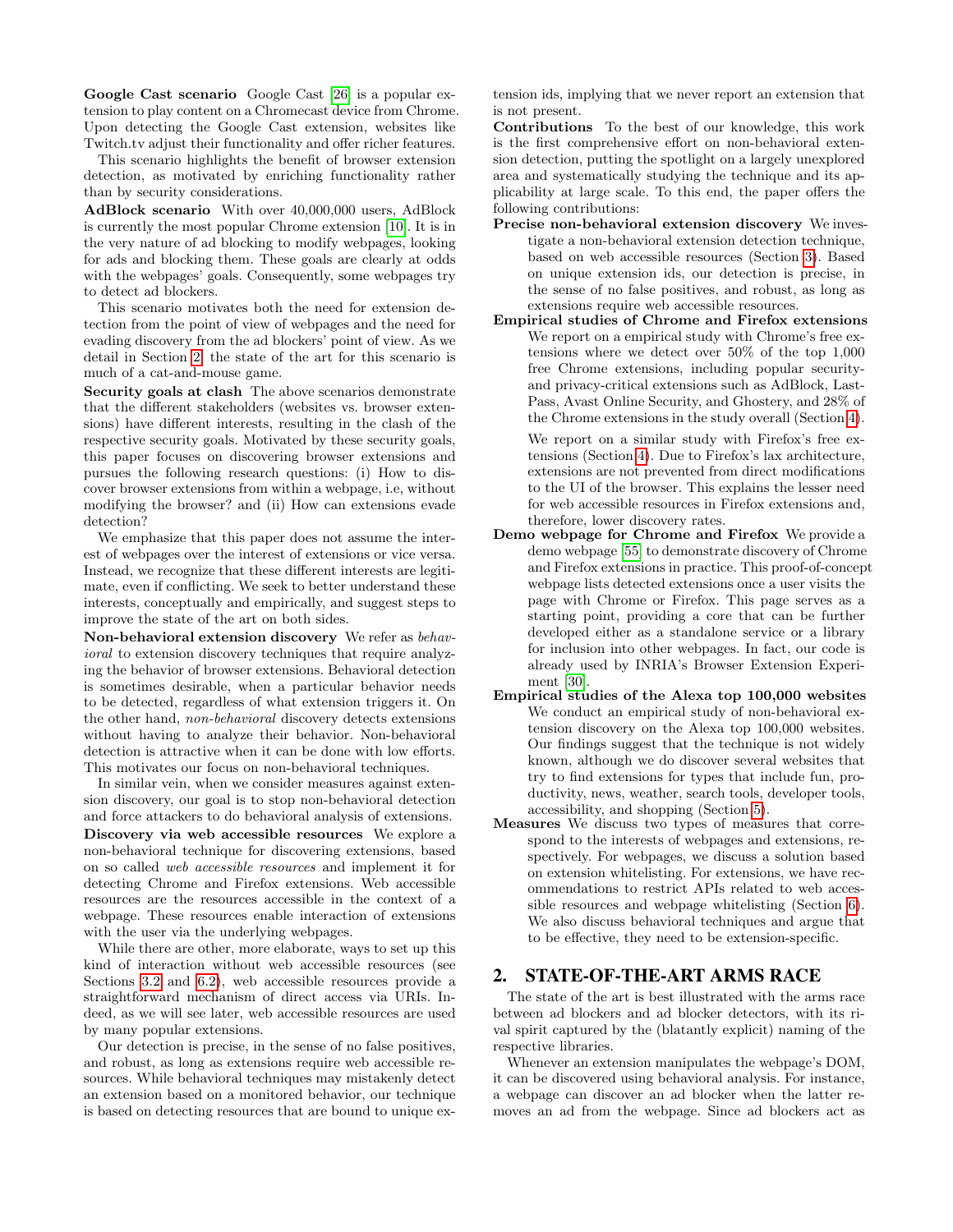**Google Cast scenario** Google Cast [26] is a popular extension to play content on a Chromecast device from Chrome. Upon detecting the Google Cast extension, websites like Twitch.tv adjust their functionality and offer richer features.

This scenario highlights the benefit of browser extension detection, as motivated by enriching functionality rather than by security considerations.

**AdBlock scenario** With over 40,000,000 users, AdBlock is currently the most popular Chrome extension [10]. It is in the very nature of ad blocking to modify webpages, looking for ads and blocking them. These goals are clearly at odds with the webpages' goals. Consequently, some webpages try to detect ad blockers.

This scenario motivates both the need for extension detection from the point of view of webpages and the need for evading discovery from the ad blockers' point of view. As we detail in Section 2, the state of the art for this scenario is much of a cat-and-mouse game.

**Security goals at clash** The above scenarios demonstrate that the different stakeholders (websites vs. browser extensions) have different interests, resulting in the clash of the respective security goals. Motivated by these security goals, this paper focuses on discovering browser extensions and pursues the following research questions: (i) How to discover browser extensions from within a webpage, i.e, without modifying the browser? and (ii) How can extensions evade detection?

We emphasize that this paper does not assume the interest of webpages over the interest of extensions or vice versa. Instead, we recognize that these different interests are legitimate, even if conflicting. We seek to better understand these interests, conceptually and empirically, and suggest steps to improve the state of the art on both sides.

**Non-behavioral extension discovery** We refer as *behavioral* to extension discovery techniques that require analyzing the behavior of browser extensions. Behavioral detection is sometimes desirable, when a particular behavior needs to be detected, regardless of what extension triggers it. On the other hand, *non-behavioral* discovery detects extensions without having to analyze their behavior. Non-behavioral detection is attractive when it can be done with low efforts. This motivates our focus on non-behavioral techniques.

In similar vein, when we consider measures against extension discovery, our goal is to stop non-behavioral detection and force attackers to do behavioral analysis of extensions.

**Discovery via web accessible resources** We explore a non-behavioral technique for discovering extensions, based on so called *web accessible resources* and implement it for detecting Chrome and Firefox extensions. Web accessible resources are the resources accessible in the context of a webpage. These resources enable interaction of extensions with the user via the underlying webpages.

While there are other, more elaborate, ways to set up this kind of interaction without web accessible resources (see Sections 3.2 and 6.2), web accessible resources provide a straightforward mechanism of direct access via URIs. Indeed, as we will see later, web accessible resources are used by many popular extensions.

Our detection is precise, in the sense of no false positives, and robust, as long as extensions require web accessible resources. While behavioral techniques may mistakenly detect an extension based on a monitored behavior, our technique is based on detecting resources that are bound to unique extension ids, implying that we never report an extension that is not present.

**Contributions** To the best of our knowledge, this work is the first comprehensive effort on non-behavioral extension detection, putting the spotlight on a largely unexplored area and systematically studying the technique and its applicability at large scale. To this end, the paper offers the following contributions:

- **Precise non-behavioral extension discovery** We investigate a non-behavioral extension detection technique, based on web accessible resources (Section 3). Based on unique extension ids, our detection is precise, in the sense of no false positives, and robust, as long as extensions require web accessible resources.
- **Empirical studies of Chrome and Firefox extensions** We report on a empirical study with Chrome's free extensions where we detect over 50% of the top 1,000 free Chrome extensions, including popular security- and privacy-critical extensions such as AdBlock, LastPass, Avast Online Security, and Ghostery, and 28% of the Chrome extensions in the study overall (Section 4).

  We report on a similar study with Firefox's free extensions (Section 4). Due to Firefox's lax architecture, extensions are not prevented from direct modifications to the UI of the browser. This explains the lesser need for web accessible resources in Firefox extensions and, therefore, lower discovery rates.
- **Demo webpage for Chrome and Firefox** We provide a demo webpage [55] to demonstrate discovery of Chrome and Firefox extensions in practice. This proof-of-concept webpage lists detected extensions once a user visits the page with Chrome or Firefox. This page serves as a starting point, providing a core that can be further developed either as a standalone service or a library for inclusion into other webpages. In fact, our code is already used by INRIA's Browser Extension Experiment [30].
- **Empirical studies of the Alexa top 100,000 websites** We conduct an empirical study of non-behavioral extension discovery on the Alexa top 100,000 websites. Our findings suggest that the technique is not widely known, although we do discover several websites that try to find extensions for types that include fun, productivity, news, weather, search tools, developer tools, accessibility, and shopping (Section 5).
- **Measures** We discuss two types of measures that correspond to the interests of webpages and extensions, respectively. For webpages, we discuss a solution based on extension whitelisting. For extensions, we have recommendations to restrict APIs related to web accessible resources and webpage whitelisting (Section 6). We also discuss behavioral techniques and argue that to be effective, they need to be extension-specific.

## 2. STATE-OF-THE-ART ARMS RACE

The state of the art is best illustrated with the arms race between ad blockers and ad blocker detectors, with its rival spirit captured by the (blatantly explicit) naming of the respective libraries.

Whenever an extension manipulates the webpage's DOM, it can be discovered using behavioral analysis. For instance, a webpage can discover an ad blocker when the latter removes an ad from the webpage. Since ad blockers act as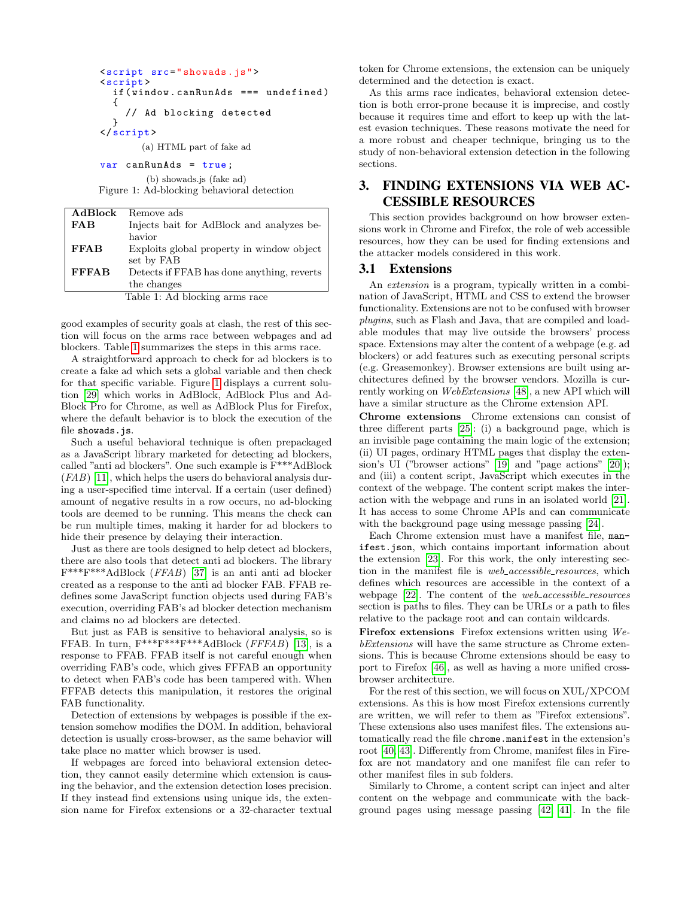```
<script src="showads.js">
<script>
  if(window.canRunAds === undefined)
  {
    // Ad blocking detected
  }
</script>
```

(a) HTML part of fake ad

```
var canRunAds = true;
```

(b) showads.js (fake ad)

Figure 1: Ad-blocking behavioral detection

| | |
|---|---|
| **AdBlock** | Remove ads |
| **FAB** | Injects bait for AdBlock and analyzes behavior |
| **FFAB** | Exploits global property in window object set by FAB |
| **FFFAB** | Detects if FFAB has done anything, reverts the changes |

Table 1: Ad blocking arms race

good examples of security goals at clash, the rest of this section will focus on the arms race between webpages and ad blockers. Table 1 summarizes the steps in this arms race.

A straightforward approach to check for ad blockers is to create a fake ad which sets a global variable and then check for that specific variable. Figure 1 displays a current solution [29] which works in AdBlock, AdBlock Plus and AdBlock Pro for Chrome, as well as AdBlock Plus for Firefox, where the default behavior is to block the execution of the file `showads.js`.

Such a useful behavioral technique is often prepackaged as a JavaScript library marketed for detecting ad blockers, called "anti ad blockers". One such example is F***AdBlock (*FAB*) [11], which helps the users do behavioral analysis during a user-specified time interval. If a certain (user defined) amount of negative results in a row occurs, no ad-blocking tools are deemed to be running. This means the check can be run multiple times, making it harder for ad blockers to hide their presence by delaying their interaction.

Just as there are tools designed to help detect ad blockers, there are also tools that detect anti ad blockers. The library F***F***AdBlock (*FFAB*) [37] is an anti anti ad blocker created as a response to the anti ad blocker FAB. FFAB redefines some JavaScript function objects used during FAB's execution, overriding FAB's ad blocker detection mechanism and claims no ad blockers are detected.

But just as FAB is sensitive to behavioral analysis, so is FFAB. In turn, F***F***F***AdBlock (*FFFAB*) [13], is a response to FFAB. FFAB itself is not careful enough when overriding FAB's code, which gives FFFAB an opportunity to detect when FAB's code has been tampered with. When FFFAB detects this manipulation, it restores the original FAB functionality.

Detection of extensions by webpages is possible if the extension somehow modifies the DOM. In addition, behavioral detection is usually cross-browser, as the same behavior will take place no matter which browser is used.

If webpages are forced into behavioral extension detection, they cannot easily determine which extension is causing the behavior, and the extension detection loses precision. If they instead find extensions using unique ids, the extension name for Firefox extensions or a 32-character textual token for Chrome extensions, the extension can be uniquely determined and the detection is exact.

As this arms race indicates, behavioral extension detection is both error-prone because it is imprecise, and costly because it requires time and effort to keep up with the latest evasion techniques. These reasons motivate the need for a more robust and cheaper technique, bringing us to the study of non-behavioral extension detection in the following sections.

# 3. FINDING EXTENSIONS VIA WEB ACCESSIBLE RESOURCES

This section provides background on how browser extensions work in Chrome and Firefox, the role of web accessible resources, how they can be used for finding extensions and the attacker models considered in this work.

## 3.1 Extensions

An *extension* is a program, typically written in a combination of JavaScript, HTML and CSS to extend the browser functionality. Extensions are not to be confused with browser *plugins*, such as Flash and Java, that are compiled and loadable modules that may live outside the browsers' process space. Extensions may alter the content of a webpage (e.g. ad blockers) or add features such as executing personal scripts (e.g. Greasemonkey). Browser extensions are built using architectures defined by the browser vendors. Mozilla is currently working on *WebExtensions* [48], a new API which will have a similar structure as the Chrome extension API.

**Chrome extensions** Chrome extensions can consist of three different parts [25]: (i) a background page, which is an invisible page containing the main logic of the extension; (ii) UI pages, ordinary HTML pages that display the extension's UI ("browser actions" [19] and "page actions" [20]); and (iii) a content script, JavaScript which executes in the context of the webpage. The content script makes the interaction with the webpage and runs in an isolated world [21]. It has access to some Chrome APIs and can communicate with the background page using message passing [24].

Each Chrome extension must have a manifest file, `manifest.json`, which contains important information about the extension [23]. For this work, the only interesting section in the manifest file is *web_accessible_resources*, which defines which resources are accessible in the context of a webpage [22]. The content of the *web_accessible_resources* section is paths to files. They can be URLs or a path to files relative to the package root and can contain wildcards.

**Firefox extensions** Firefox extensions written using *WebExtensions* will have the same structure as Chrome extensions. This is because Chrome extensions should be easy to port to Firefox [46], as well as having a more unified cross-browser architecture.

For the rest of this section, we will focus on XUL/XPCOM extensions. As this is how most Firefox extensions currently are written, we will refer to them as "Firefox extensions". These extensions also uses manifest files. The extensions automatically read the file `chrome.manifest` in the extension's root [40, 43]. Differently from Chrome, manifest files in Firefox are not mandatory and one manifest file can refer to other manifest files in sub folders.

Similarly to Chrome, a content script can inject and alter content on the webpage and communicate with the background pages using message passing [42, 41]. In the file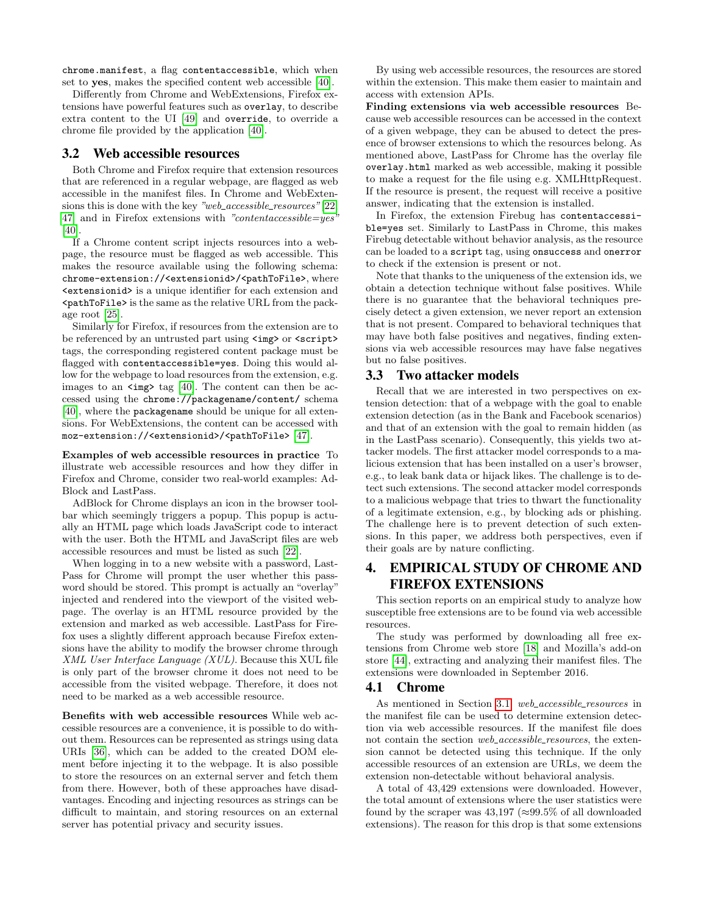chrome.manifest, a flag contentaccessible, which when set to **yes**, makes the specified content web accessible [40].

Differently from Chrome and WebExtensions, Firefox extensions have powerful features such as overlay, to describe extra content to the UI [49] and override, to override a chrome file provided by the application [40].

## 3.2 Web accessible resources

Both Chrome and Firefox require that extension resources that are referenced in a regular webpage, are flagged as web accessible in the manifest files. In Chrome and WebExtensions this is done with the key *"web_accessible_resources"* [22, 47] and in Firefox extensions with *"contentaccessible=yes"* [40].

If a Chrome content script injects resources into a webpage, the resource must be flagged as web accessible. This makes the resource available using the following schema: `chrome-extension://<extensionid>/<pathToFile>`, where `<extensionid>` is a unique identifier for each extension and `<pathToFile>` is the same as the relative URL from the package root [25].

Similarly for Firefox, if resources from the extension are to be referenced by an untrusted part using `<img>` or `<script>` tags, the corresponding registered content package must be flagged with `contentaccessible=yes`. Doing this would allow for the webpage to load resources from the extension, e.g. images to an `<img>` tag [40]. The content can then be accessed using the `chrome://packagename/content/` schema [40], where the `packagename` should be unique for all extensions. For WebExtensions, the content can be accessed with `moz-extension://<extensionid>/<pathToFile>` [47].

**Examples of web accessible resources in practice** To illustrate web accessible resources and how they differ in Firefox and Chrome, consider two real-world examples: AdBlock and LastPass.

AdBlock for Chrome displays an icon in the browser toolbar which seemingly triggers a popup. This popup is actually an HTML page which loads JavaScript code to interact with the user. Both the HTML and JavaScript files are web accessible resources and must be listed as such [22].

When logging in to a new website with a password, LastPass for Chrome will prompt the user whether this password should be stored. This prompt is actually an "overlay" injected and rendered into the viewport of the visited webpage. The overlay is an HTML resource provided by the extension and marked as web accessible. LastPass for Firefox uses a slightly different approach because Firefox extensions have the ability to modify the browser chrome through *XML User Interface Language (XUL)*. Because this XUL file is only part of the browser chrome it does not need to be accessible from the visited webpage. Therefore, it does not need to be marked as a web accessible resource.

**Benefits with web accessible resources** While web accessible resources are a convenience, it is possible to do without them. Resources can be represented as strings using data URIs [36], which can be added to the created DOM element before injecting it to the webpage. It is also possible to store the resources on an external server and fetch them from there. However, both of these approaches have disadvantages. Encoding and injecting resources as strings can be difficult to maintain, and storing resources on an external server has potential privacy and security issues.

By using web accessible resources, the resources are stored within the extension. This make them easier to maintain and access with extension APIs.

**Finding extensions via web accessible resources** Because web accessible resources can be accessed in the context of a given webpage, they can be abused to detect the presence of browser extensions to which the resources belong. As mentioned above, LastPass for Chrome has the overlay file `overlay.html` marked as web accessible, making it possible to make a request for the file using e.g. XMLHttpRequest. If the resource is present, the request will receive a positive answer, indicating that the extension is installed.

In Firefox, the extension Firebug has `contentaccessible=yes` set. Similarly to LastPass in Chrome, this makes Firebug detectable without behavior analysis, as the resource can be loaded to a `script` tag, using `onsuccess` and `onerror` to check if the extension is present or not.

Note that thanks to the uniqueness of the extension ids, we obtain a detection technique without false positives. While there is no guarantee that the behavioral techniques precisely detect a given extension, we never report an extension that is not present. Compared to behavioral techniques that may have both false positives and negatives, finding extensions via web accessible resources may have false negatives but no false positives.

## 3.3 Two attacker models

Recall that we are interested in two perspectives on extension detection: that of a webpage with the goal to enable extension detection (as in the Bank and Facebook scenarios) and that of an extension with the goal to remain hidden (as in the LastPass scenario). Consequently, this yields two attacker models. The first attacker model corresponds to a malicious extension that has been installed on a user's browser, e.g., to leak bank data or hijack likes. The challenge is to detect such extensions. The second attacker model corresponds to a malicious webpage that tries to thwart the functionality of a legitimate extension, e.g., by blocking ads or phishing. The challenge here is to prevent detection of such extensions. In this paper, we address both perspectives, even if their goals are by nature conflicting.

# 4. EMPIRICAL STUDY OF CHROME AND FIREFOX EXTENSIONS

This section reports on an empirical study to analyze how susceptible free extensions are to be found via web accessible resources.

The study was performed by downloading all free extensions from Chrome web store [18] and Mozilla's add-on store [44], extracting and analyzing their manifest files. The extensions were downloaded in September 2016.

## 4.1 Chrome

As mentioned in Section 3.1, *web_accessible_resources* in the manifest file can be used to determine extension detection via web accessible resources. If the manifest file does not contain the section *web_accessible_resources*, the extension cannot be detected using this technique. If the only accessible resources of an extension are URLs, we deem the extension non-detectable without behavioral analysis.

A total of 43,429 extensions were downloaded. However, the total amount of extensions where the user statistics were found by the scraper was 43,197 (≈99.5% of all downloaded extensions). The reason for this drop is that some extensions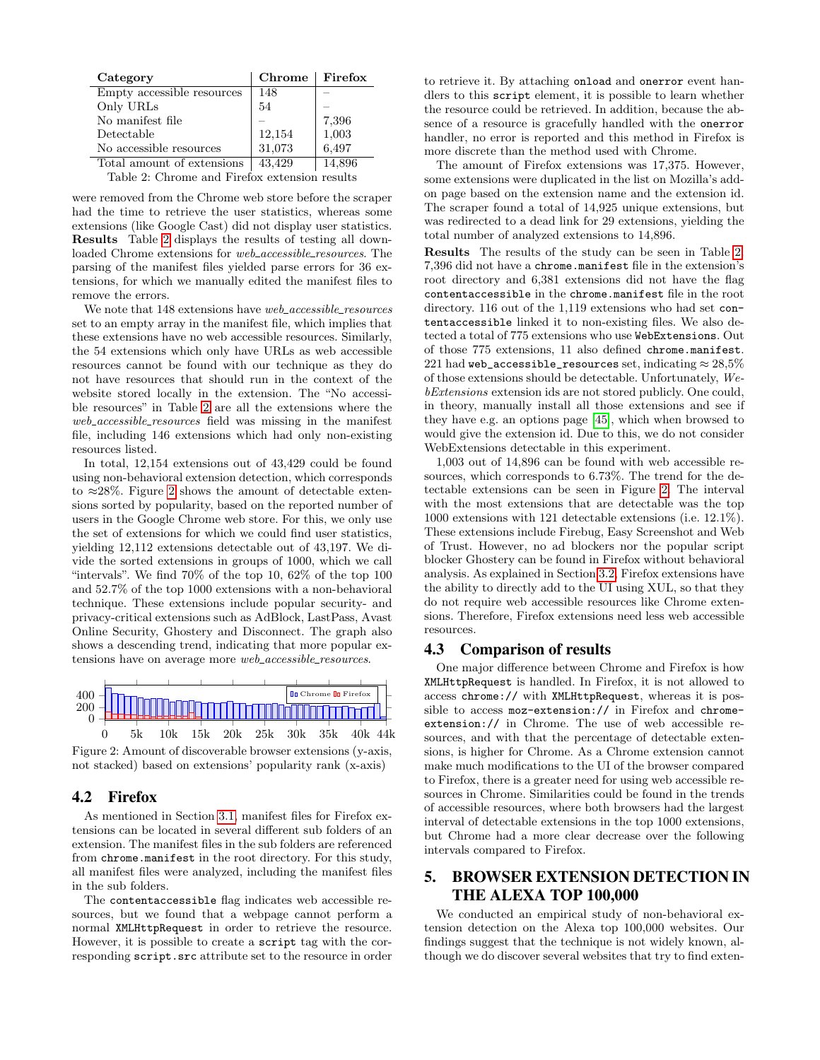| Category | Chrome | Firefox |
|---|---|---|
| Empty accessible resources | 148 | – |
| Only URLs | 54 | – |
| No manifest file | – | 7,396 |
| Detectable | 12,154 | 1,003 |
| No accessible resources | 31,073 | 6,497 |
| Total amount of extensions | 43,429 | 14,896 |

Table 2: Chrome and Firefox extension results

were removed from the Chrome web store before the scraper had the time to retrieve the user statistics, whereas some extensions (like Google Cast) did not display user statistics.

**Results** Table 2 displays the results of testing all downloaded Chrome extensions for *web_accessible_resources*. The parsing of the manifest files yielded parse errors for 36 extensions, for which we manually edited the manifest files to remove the errors.

We note that 148 extensions have *web_accessible_resources* set to an empty array in the manifest file, which implies that these extensions have no web accessible resources. Similarly, the 54 extensions which only have URLs as web accessible resources cannot be found with our technique as they do not have resources that should run in the context of the website stored locally in the extension. The "No accessible resources" in Table 2 are all the extensions where the *web_accessible_resources* field was missing in the manifest file, including 146 extensions which had only non-existing resources listed.

In total, 12,154 extensions out of 43,429 could be found using non-behavioral extension detection, which corresponds to ≈28%. Figure 2 shows the amount of detectable extensions sorted by popularity, based on the reported number of users in the Google Chrome web store. For this, we only use the set of extensions for which we could find user statistics, yielding 12,112 extensions detectable out of 43,197. We divide the sorted extensions in groups of 1000, which we call "intervals". We find 70% of the top 10, 62% of the top 100 and 52.7% of the top 1000 extensions with a non-behavioral technique. These extensions include popular security- and privacy-critical extensions such as AdBlock, LastPass, Avast Online Security, Ghostery and Disconnect. The graph also shows a descending trend, indicating that more popular extensions have on average more *web_accessible_resources*.

Figure 2: Amount of discoverable browser extensions (y-axis, not stacked) based on extensions' popularity rank (x-axis)

## 4.2 Firefox

As mentioned in Section 3.1, manifest files for Firefox extensions can be located in several different sub folders of an extension. The manifest files in the sub folders are referenced from `chrome.manifest` in the root directory. For this study, all manifest files were analyzed, including the manifest files in the sub folders.

The `contentaccessible` flag indicates web accessible resources, but we found that a webpage cannot perform a normal `XMLHttpRequest` in order to retrieve the resource. However, it is possible to create a `script` tag with the corresponding `script.src` attribute set to the resource in order to retrieve it. By attaching `onload` and `onerror` event handlers to this `script` element, it is possible to learn whether the resource could be retrieved. In addition, because the absence of a resource is gracefully handled with the `onerror` handler, no error is reported and this method in Firefox is more discrete than the method used with Chrome.

The amount of Firefox extensions was 17,375. However, some extensions were duplicated in the list on Mozilla's add-on page based on the extension name and the extension id. The scraper found a total of 14,925 unique extensions, but was redirected to a dead link for 29 extensions, yielding the total number of analyzed extensions to 14,896.

**Results** The results of the study can be seen in Table 2. 7,396 did not have a `chrome.manifest` file in the extension's root directory and 6,381 extensions did not have the flag `contentaccessible` in the `chrome.manifest` file in the root directory. 116 out of the 1,119 extensions who had set `contentaccessible` linked it to non-existing files. We also detected a total of 775 extensions who use `WebExtensions`. Out of those 775 extensions, 11 also defined `chrome.manifest`. 221 had `web_accessible_resources` set, indicating ≈ 28,5% of those extensions should be detectable. Unfortunately, *WebExtensions* extension ids are not stored publicly. One could, in theory, manually install all those extensions and see if they have e.g. an options page [45], which when browsed to would give the extension id. Due to this, we do not consider WebExtensions detectable in this experiment.

1,003 out of 14,896 can be found with web accessible resources, which corresponds to 6.73%. The trend for the detectable extensions can be seen in Figure 2. The interval with the most extensions that are detectable was the top 1000 extensions with 121 detectable extensions (i.e. 12.1%). These extensions include Firebug, Easy Screenshot and Web of Trust. However, no ad blockers nor the popular script blocker Ghostery can be found in Firefox without behavioral analysis. As explained in Section 3.2, Firefox extensions have the ability to directly add to the UI using XUL, so that they do not require web accessible resources like Chrome extensions. Therefore, Firefox extensions need less web accessible resources.

## 4.3 Comparison of results

One major difference between Chrome and Firefox is how `XMLHttpRequest` is handled. In Firefox, it is not allowed to access `chrome://` with `XMLHttpRequest`, whereas it is possible to access `moz-extension://` in Firefox and `chrome-extension://` in Chrome. The use of web accessible resources, and with that the percentage of detectable extensions, is higher for Chrome. As a Chrome extension cannot make much modifications to the UI of the browser compared to Firefox, there is a greater need for using web accessible resources in Chrome. Similarities could be found in the trends of accessible resources, where both browsers had the largest interval of detectable extensions in the top 1000 extensions, but Chrome had a more clear decrease over the following intervals compared to Firefox.

# 5. BROWSER EXTENSION DETECTION IN THE ALEXA TOP 100,000

We conducted an empirical study of non-behavioral extension detection on the Alexa top 100,000 websites. Our findings suggest that the technique is not widely known, although we do discover several websites that try to find exten-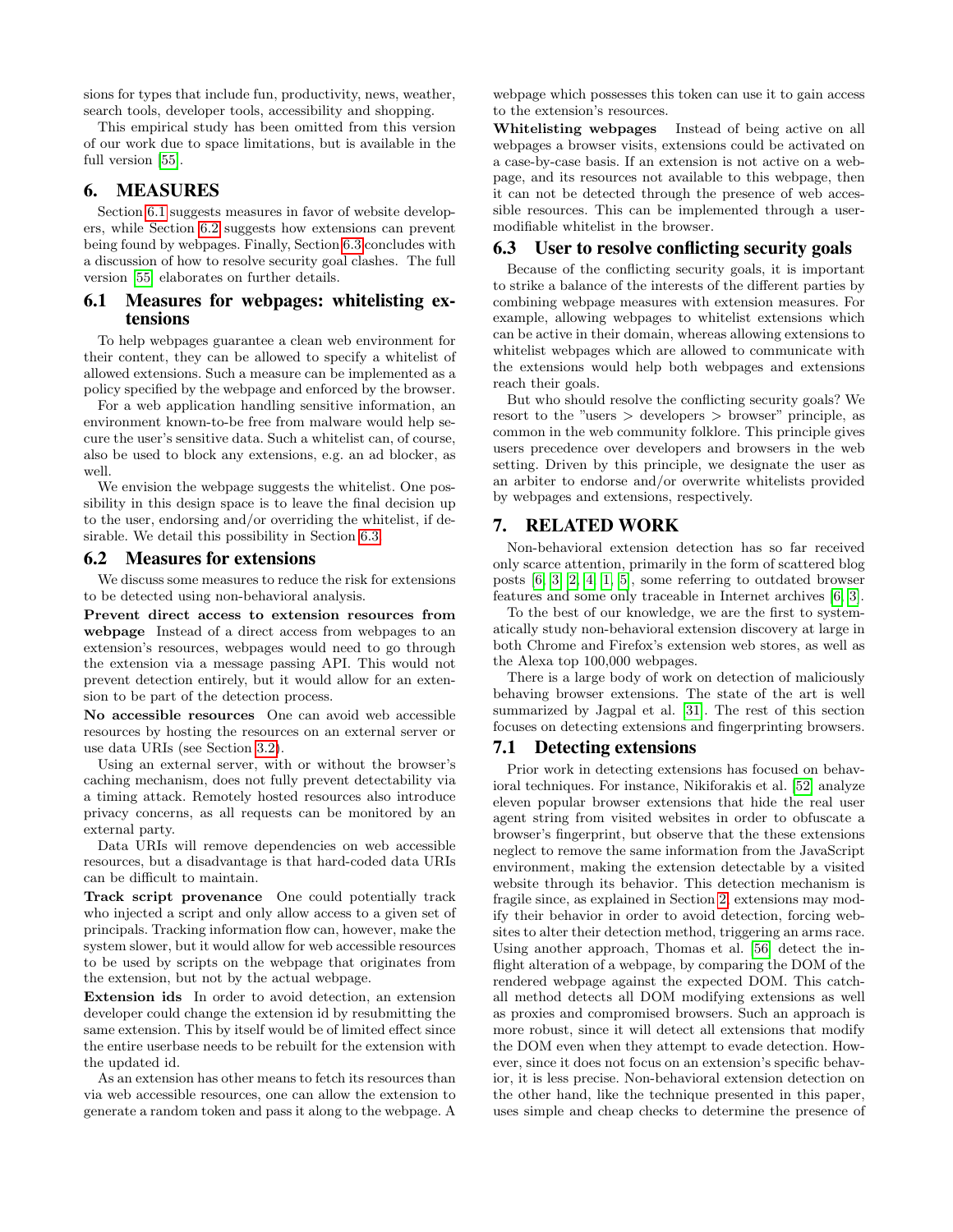sions for types that include fun, productivity, news, weather, search tools, developer tools, accessibility and shopping.

This empirical study has been omitted from this version of our work due to space limitations, but is available in the full version [55].

# 6. MEASURES

Section 6.1 suggests measures in favor of website developers, while Section 6.2 suggests how extensions can prevent being found by webpages. Finally, Section 6.3 concludes with a discussion of how to resolve security goal clashes. The full version [55] elaborates on further details.

## 6.1 Measures for webpages: whitelisting extensions

To help webpages guarantee a clean web environment for their content, they can be allowed to specify a whitelist of allowed extensions. Such a measure can be implemented as a policy specified by the webpage and enforced by the browser.

For a web application handling sensitive information, an environment known-to-be free from malware would help secure the user's sensitive data. Such a whitelist can, of course, also be used to block any extensions, e.g. an ad blocker, as well.

We envision the webpage suggests the whitelist. One possibility in this design space is to leave the final decision up to the user, endorsing and/or overriding the whitelist, if desirable. We detail this possibility in Section 6.3.

## 6.2 Measures for extensions

We discuss some measures to reduce the risk for extensions to be detected using non-behavioral analysis.

**Prevent direct access to extension resources from webpage** Instead of a direct access from webpages to an extension's resources, webpages would need to go through the extension via a message passing API. This would not prevent detection entirely, but it would allow for an extension to be part of the detection process.

**No accessible resources** One can avoid web accessible resources by hosting the resources on an external server or use data URIs (see Section 3.2).

Using an external server, with or without the browser's caching mechanism, does not fully prevent detectability via a timing attack. Remotely hosted resources also introduce privacy concerns, as all requests can be monitored by an external party.

Data URIs will remove dependencies on web accessible resources, but a disadvantage is that hard-coded data URIs can be difficult to maintain.

**Track script provenance** One could potentially track who injected a script and only allow access to a given set of principals. Tracking information flow can, however, make the system slower, but it would allow for web accessible resources to be used by scripts on the webpage that originates from the extension, but not by the actual webpage.

**Extension ids** In order to avoid detection, an extension developer could change the extension id by resubmitting the same extension. This by itself would be of limited effect since the entire userbase needs to be rebuilt for the extension with the updated id.

As an extension has other means to fetch its resources than via web accessible resources, one can allow the extension to generate a random token and pass it along to the webpage. A webpage which possesses this token can use it to gain access to the extension's resources.

**Whitelisting webpages** Instead of being active on all webpages a browser visits, extensions could be activated on a case-by-case basis. If an extension is not active on a webpage, and its resources not available to this webpage, then it can not be detected through the presence of web accessible resources. This can be implemented through a user-modifiable whitelist in the browser.

## 6.3 User to resolve conflicting security goals

Because of the conflicting security goals, it is important to strike a balance of the interests of the different parties by combining webpage measures with extension measures. For example, allowing webpages to whitelist extensions which can be active in their domain, whereas allowing extensions to whitelist webpages which are allowed to communicate with the extensions would help both webpages and extensions reach their goals.

But who should resolve the conflicting security goals? We resort to the "users > developers > browser" principle, as common in the web community folklore. This principle gives users precedence over developers and browsers in the web setting. Driven by this principle, we designate the user as an arbiter to endorse and/or overwrite whitelists provided by webpages and extensions, respectively.

# 7. RELATED WORK

Non-behavioral extension detection has so far received only scarce attention, primarily in the form of scattered blog posts [6, 3, 2, 4, 1, 5], some referring to outdated browser features and some only traceable in Internet archives [6, 3].

To the best of our knowledge, we are the first to systematically study non-behavioral extension discovery at large in both Chrome and Firefox's extension web stores, as well as the Alexa top 100,000 webpages.

There is a large body of work on detection of maliciously behaving browser extensions. The state of the art is well summarized by Jagpal et al. [31]. The rest of this section focuses on detecting extensions and fingerprinting browsers.

## 7.1 Detecting extensions

Prior work in detecting extensions has focused on behavioral techniques. For instance, Nikiforakis et al. [52] analyze eleven popular browser extensions that hide the real user agent string from visited websites in order to obfuscate a browser's fingerprint, but observe that the these extensions neglect to remove the same information from the JavaScript environment, making the extension detectable by a visited website through its behavior. This detection mechanism is fragile since, as explained in Section 2, extensions may modify their behavior in order to avoid detection, forcing websites to alter their detection method, triggering an arms race. Using another approach, Thomas et al. [56] detect the in-flight alteration of a webpage, by comparing the DOM of the rendered webpage against the expected DOM. This catch-all method detects all DOM modifying extensions as well as proxies and compromised browsers. Such an approach is more robust, since it will detect all extensions that modify the DOM even when they attempt to evade detection. However, since it does not focus on an extension's specific behavior, it is less precise. Non-behavioral extension detection on the other hand, like the technique presented in this paper, uses simple and cheap checks to determine the presence of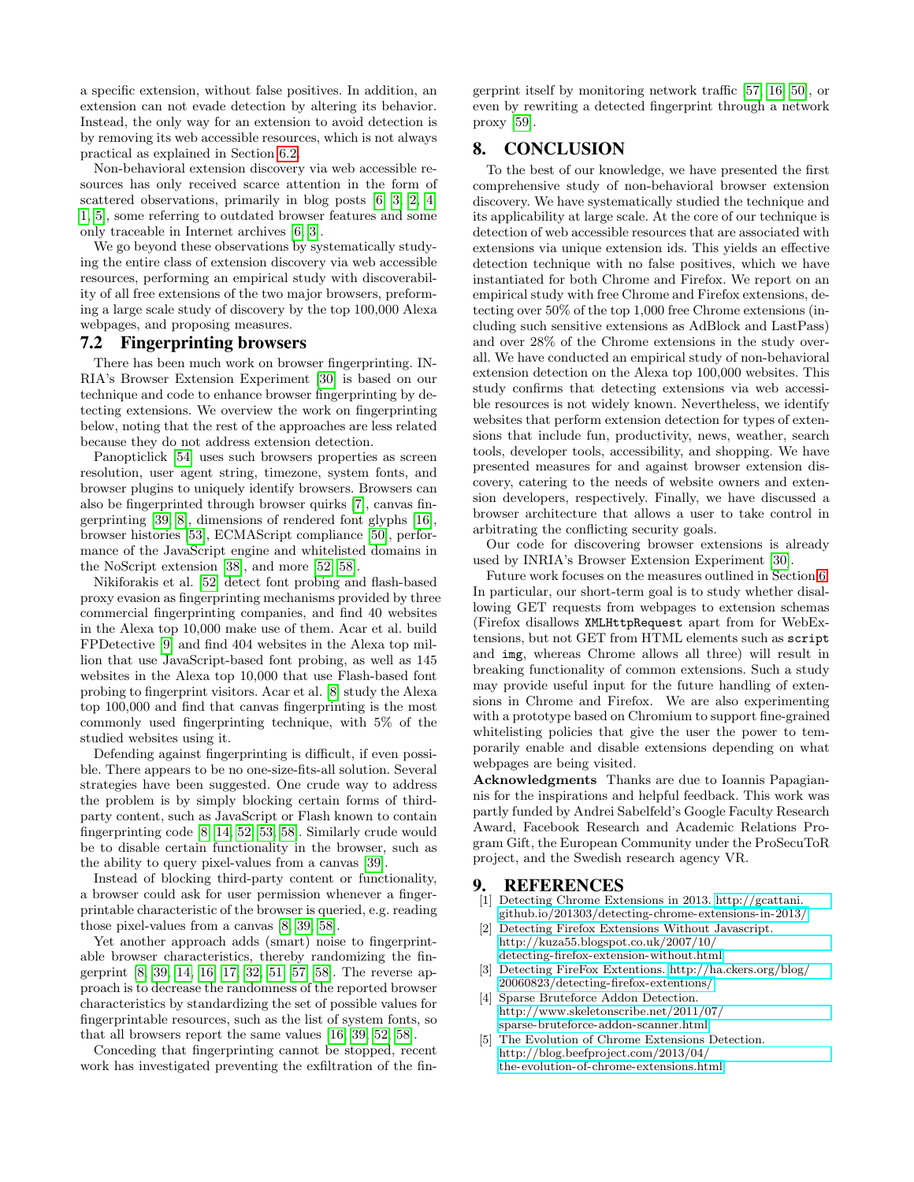a specific extension, without false positives. In addition, an extension can not evade detection by altering its behavior. Instead, the only way for an extension to avoid detection is by removing its web accessible resources, which is not always practical as explained in Section 6.2.

Non-behavioral extension discovery via web accessible resources has only received scarce attention in the form of scattered observations, primarily in blog posts [6, 3, 2, 4, 1, 5], some referring to outdated browser features and some only traceable in Internet archives [6, 3].

We go beyond these observations by systematically studying the entire class of extension discovery via web accessible resources, performing an empirical study with discoverability of all free extensions of the two major browsers, preforming a large scale study of discovery by the top 100,000 Alexa webpages, and proposing measures.

## 7.2 Fingerprinting browsers

There has been much work on browser fingerprinting. INRIA's Browser Extension Experiment [30] is based on our technique and code to enhance browser fingerprinting by detecting extensions. We overview the work on fingerprinting below, noting that the rest of the approaches are less related because they do not address extension detection.

Panopticlick [54] uses such browsers properties as screen resolution, user agent string, timezone, system fonts, and browser plugins to uniquely identify browsers. Browsers can also be fingerprinted through browser quirks [7], canvas fingerprinting [39, 8], dimensions of rendered font glyphs [16], browser histories [53], ECMAScript compliance [50], performance of the JavaScript engine and whitelisted domains in the NoScript extension [38], and more [52, 58].

Nikiforakis et al. [52] detect font probing and flash-based proxy evasion as fingerprinting mechanisms provided by three commercial fingerprinting companies, and find 40 websites in the Alexa top 10,000 make use of them. Acar et al. build FPDetective [9] and find 404 websites in the Alexa top million that use JavaScript-based font probing, as well as 145 websites in the Alexa top 10,000 that use Flash-based font probing to fingerprint visitors. Acar et al. [8] study the Alexa top 100,000 and find that canvas fingerprinting is the most commonly used fingerprinting technique, with 5% of the studied websites using it.

Defending against fingerprinting is difficult, if even possible. There appears to be no one-size-fits-all solution. Several strategies have been suggested. One crude way to address the problem is by simply blocking certain forms of third-party content, such as JavaScript or Flash known to contain fingerprinting code [8, 14, 52, 53, 58]. Similarly crude would be to disable certain functionality in the browser, such as the ability to query pixel-values from a canvas [39].

Instead of blocking third-party content or functionality, a browser could ask for user permission whenever a fingerprintable characteristic of the browser is queried, e.g. reading those pixel-values from a canvas [8, 39, 58].

Yet another approach adds (smart) noise to fingerprintable browser characteristics, thereby randomizing the fingerprint [8, 39, 14, 16, 17, 32, 51, 57, 58]. The reverse approach is to decrease the randomness of the reported browser characteristics by standardizing the set of possible values for fingerprintable resources, such as the list of system fonts, so that all browsers report the same values [16, 39, 52, 58].

Conceding that fingerprinting cannot be stopped, recent work has investigated preventing the exfiltration of the fingerprint itself by monitoring network traffic [57, 16, 50], or even by rewriting a detected fingerprint through a network proxy [59].

# 8. CONCLUSION

To the best of our knowledge, we have presented the first comprehensive study of non-behavioral browser extension discovery. We have systematically studied the technique and its applicability at large scale. At the core of our technique is detection of web accessible resources that are associated with extensions via unique extension ids. This yields an effective detection technique with no false positives, which we have instantiated for both Chrome and Firefox. We report on an empirical study with free Chrome and Firefox extensions, detecting over 50% of the top 1,000 free Chrome extensions (including such sensitive extensions as AdBlock and LastPass) and over 28% of the Chrome extensions in the study overall. We have conducted an empirical study of non-behavioral extension detection on the Alexa top 100,000 websites. This study confirms that detecting extensions via web accessible resources is not widely known. Nevertheless, we identify websites that perform extension detection for types of extensions that include fun, productivity, news, weather, search tools, developer tools, accessibility, and shopping. We have presented measures for and against browser extension discovery, catering to the needs of website owners and extension developers, respectively. Finally, we have discussed a browser architecture that allows a user to take control in arbitrating the conflicting security goals.

Our code for discovering browser extensions is already used by INRIA's Browser Extension Experiment [30].

Future work focuses on the measures outlined in Section 6. In particular, our short-term goal is to study whether disallowing GET requests from webpages to extension schemas (Firefox disallows `XMLHttpRequest` apart from for WebExtensions, but not GET from HTML elements such as `script` and `img`, whereas Chrome allows all three) will result in breaking functionality of common extensions. Such a study may provide useful input for the future handling of extensions in Chrome and Firefox. We are also experimenting with a prototype based on Chromium to support fine-grained whitelisting policies that give the user the power to temporarily enable and disable extensions depending on what webpages are being visited.

**Acknowledgments** Thanks are due to Ioannis Papagiannis for the inspirations and helpful feedback. This work was partly funded by Andrei Sabelfeld's Google Faculty Research Award, Facebook Research and Academic Relations Program Gift, the European Community under the ProSecuToR project, and the Swedish research agency VR.

# 9. REFERENCES

[1] Detecting Chrome Extensions in 2013. http://gcattani.github.io/201303/detecting-chrome-extensions-in-2013/

[2] Detecting Firefox Extensions Without Javascript. http://kuza55.blogspot.co.uk/2007/10/detecting-firefox-extension-without.html

[3] Detecting FireFox Extentions. http://ha.ckers.org/blog/20060823/detecting-firefox-extentions/

[4] Sparse Bruteforce Addon Detection. http://www.skeletonscribe.net/2011/07/sparse-bruteforce-addon-scanner.html

[5] The Evolution of Chrome Extensions Detection. http://blog.beefproject.com/2013/04/the-evolution-of-chrome-extensions.html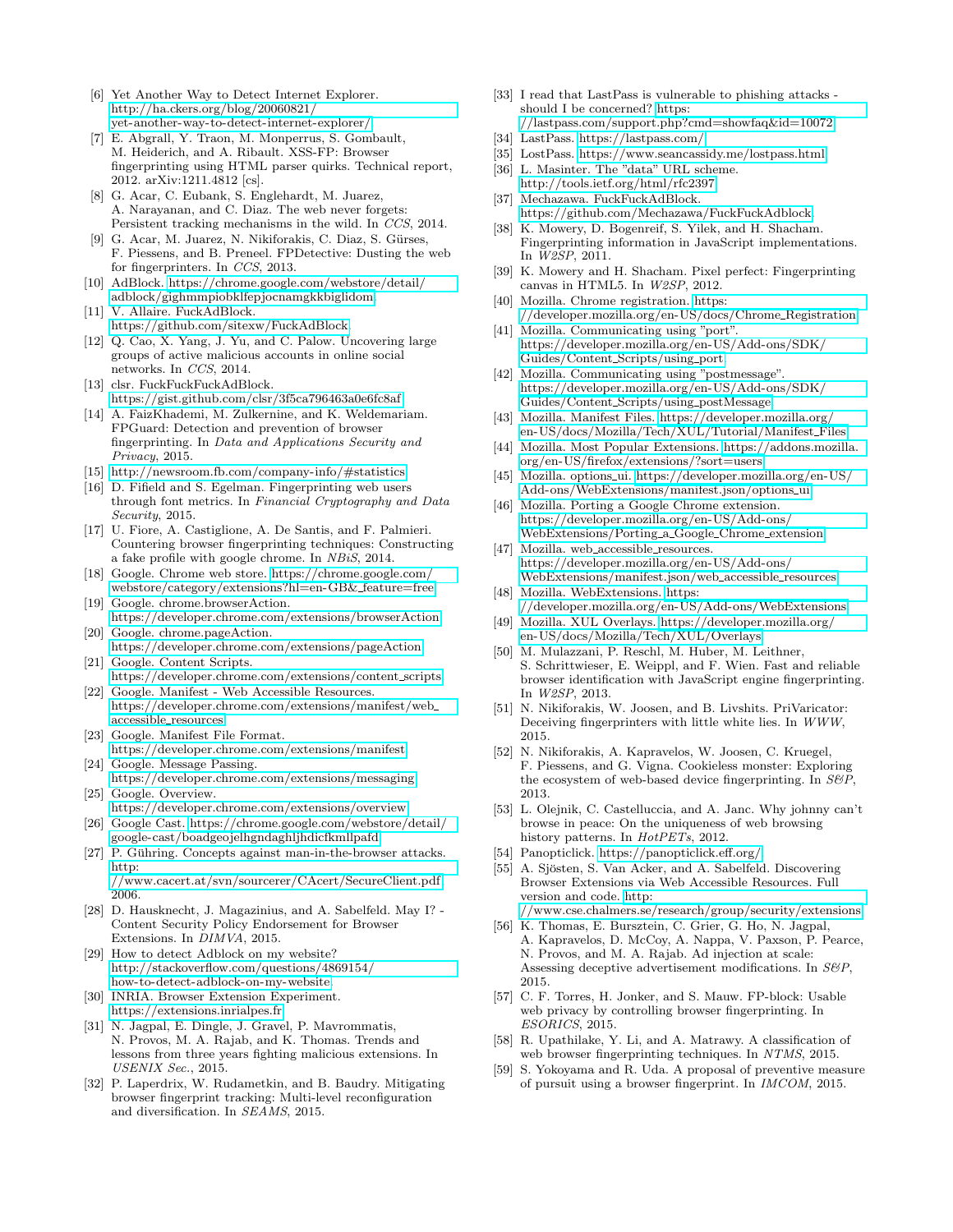[6] Yet Another Way to Detect Internet Explorer. http://ha.ckers.org/blog/20060821/yet-another-way-to-detect-internet-explorer/

[7] E. Abgrall, Y. Traon, M. Monperrus, S. Gombault, M. Heiderich, and A. Ribault. XSS-FP: Browser fingerprinting using HTML parser quirks. Technical report, 2012. arXiv:1211.4812 [cs].

[8] G. Acar, C. Eubank, S. Englehardt, M. Juarez, A. Narayanan, and C. Diaz. The web never forgets: Persistent tracking mechanisms in the wild. In *CCS*, 2014.

[9] G. Acar, M. Juarez, N. Nikiforakis, C. Diaz, S. Gürses, F. Piessens, and B. Preneel. FPDetective: Dusting the web for fingerprinters. In *CCS*, 2013.

[10] AdBlock. https://chrome.google.com/webstore/detail/adblock/gighmmpiobklfepjocnamgkkbiglidom

[11] V. Allaire. FuckAdBlock. https://github.com/sitexw/FuckAdBlock

[12] Q. Cao, X. Yang, J. Yu, and C. Palow. Uncovering large groups of active malicious accounts in online social networks. In *CCS*, 2014.

[13] clsr. FuckFuckFuckAdBlock. https://gist.github.com/clsr/3f5ca796463a0e6fc8af

[14] A. FaizKhademi, M. Zulkernine, and K. Weldemariam. FPGuard: Detection and prevention of browser fingerprinting. In *Data and Applications Security and Privacy*, 2015.

[15] http://newsroom.fb.com/company-info/#statistics

[16] D. Fifield and S. Egelman. Fingerprinting web users through font metrics. In *Financial Cryptography and Data Security*, 2015.

[17] U. Fiore, A. Castiglione, A. De Santis, and F. Palmieri. Countering browser fingerprinting techniques: Constructing a fake profile with google chrome. In *NBiS*, 2014.

[18] Google. Chrome web store. https://chrome.google.com/webstore/category/extensions?hl=en-GB&_feature=free

[19] Google. chrome.browserAction. https://developer.chrome.com/extensions/browserAction

[20] Google. chrome.pageAction. https://developer.chrome.com/extensions/pageAction

[21] Google. Content Scripts. https://developer.chrome.com/extensions/content_scripts

[22] Google. Manifest - Web Accessible Resources. https://developer.chrome.com/extensions/manifest/web_accessible_resources

[23] Google. Manifest File Format. https://developer.chrome.com/extensions/manifest

[24] Google. Message Passing. https://developer.chrome.com/extensions/messaging

[25] Google. Overview. https://developer.chrome.com/extensions/overview

[26] Google Cast. https://chrome.google.com/webstore/detail/google-cast/boadgeojelhgndaghljhdicfkmllpafd

[27] P. Gühring. Concepts against man-in-the-browser attacks. http://www.cacert.at/svn/sourcerer/CAcert/SecureClient.pdf, 2006.

[28] D. Hausknecht, J. Magazinius, and A. Sabelfeld. May I? - Content Security Policy Endorsement for Browser Extensions. In *DIMVA*, 2015.

[29] How to detect Adblock on my website? http://stackoverflow.com/questions/4869154/how-to-detect-adblock-on-my-website

[30] INRIA. Browser Extension Experiment. https://extensions.inrialpes.fr

[31] N. Jagpal, E. Dingle, J. Gravel, P. Mavrommatis, N. Provos, M. A. Rajab, and K. Thomas. Trends and lessons from three years fighting malicious extensions. In *USENIX Sec.*, 2015.

[32] P. Laperdrix, W. Rudametkin, and B. Baudry. Mitigating browser fingerprint tracking: Multi-level reconfiguration and diversification. In *SEAMS*, 2015.

[33] I read that LastPass is vulnerable to phishing attacks - should I be concerned? https://lastpass.com/support.php?cmd=showfaq&id=10072

[34] LastPass. https://lastpass.com/

[35] LostPass. https://www.seancassidy.me/lostpass.html

[36] L. Masinter. The "data" URL scheme. http://tools.ietf.org/html/rfc2397

[37] Mechazawa. FuckFuckAdBlock. https://github.com/Mechazawa/FuckFuckAdblock

[38] K. Mowery, D. Bogenreif, S. Yilek, and H. Shacham. Fingerprinting information in JavaScript implementations. In *W2SP*, 2011.

[39] K. Mowery and H. Shacham. Pixel perfect: Fingerprinting canvas in HTML5. In *W2SP*, 2012.

[40] Mozilla. Chrome registration. https://developer.mozilla.org/en-US/docs/Chrome_Registration

[41] Mozilla. Communicating using "port". https://developer.mozilla.org/en-US/Add-ons/SDK/Guides/Content_Scripts/using_port

[42] Mozilla. Communicating using "postmessage". https://developer.mozilla.org/en-US/Add-ons/SDK/Guides/Content_Scripts/using_postMessage

[43] Mozilla. Manifest Files. https://developer.mozilla.org/en-US/docs/Mozilla/Tech/XUL/Tutorial/Manifest_Files

[44] Mozilla. Most Popular Extensions. https://addons.mozilla.org/en-US/firefox/extensions/?sort=users

[45] Mozilla. options_ui. https://developer.mozilla.org/en-US/Add-ons/WebExtensions/manifest.json/options_ui

[46] Mozilla. Porting a Google Chrome extension. https://developer.mozilla.org/en-US/Add-ons/WebExtensions/Porting_a_Google_Chrome_extension

[47] Mozilla. web_accessible_resources. https://developer.mozilla.org/en-US/Add-ons/WebExtensions/manifest.json/web_accessible_resources

[48] Mozilla. WebExtensions. https://developer.mozilla.org/en-US/Add-ons/WebExtensions

[49] Mozilla. XUL Overlays. https://developer.mozilla.org/en-US/docs/Mozilla/Tech/XUL/Overlays

[50] M. Mulazzani, P. Reschl, M. Huber, M. Leithner, S. Schrittwieser, E. Weippl, and F. Wien. Fast and reliable browser identification with JavaScript engine fingerprinting. In *W2SP*, 2013.

[51] N. Nikiforakis, W. Joosen, and B. Livshits. PriVaricator: Deceiving fingerprinters with little white lies. In *WWW*, 2015.

[52] N. Nikiforakis, A. Kapravelos, W. Joosen, C. Kruegel, F. Piessens, and G. Vigna. Cookieless monster: Exploring the ecosystem of web-based device fingerprinting. In *S&P*, 2013.

[53] L. Olejnik, C. Castelluccia, and A. Janc. Why johnny can't browse in peace: On the uniqueness of web browsing history patterns. In *HotPETs*, 2012.

[54] Panopticlick. https://panopticlick.eff.org/

[55] A. Sjösten, S. Van Acker, and A. Sabelfeld. Discovering Browser Extensions via Web Accessible Resources. Full version and code. http://www.cse.chalmers.se/research/group/security/extensions

[56] K. Thomas, E. Bursztein, C. Grier, G. Ho, N. Jagpal, A. Kapravelos, D. McCoy, A. Nappa, V. Paxson, P. Pearce, N. Provos, and M. A. Rajab. Ad injection at scale: Assessing deceptive advertisement modifications. In *S&P*, 2015.

[57] C. F. Torres, H. Jonker, and S. Mauw. FP-block: Usable web privacy by controlling browser fingerprinting. In *ESORICS*, 2015.

[58] R. Upathilake, Y. Li, and A. Matrawy. A classification of web browser fingerprinting techniques. In *NTMS*, 2015.

[59] S. Yokoyama and R. Uda. A proposal of preventive measure of pursuit using a browser fingerprint. In *IMCOM*, 2015.